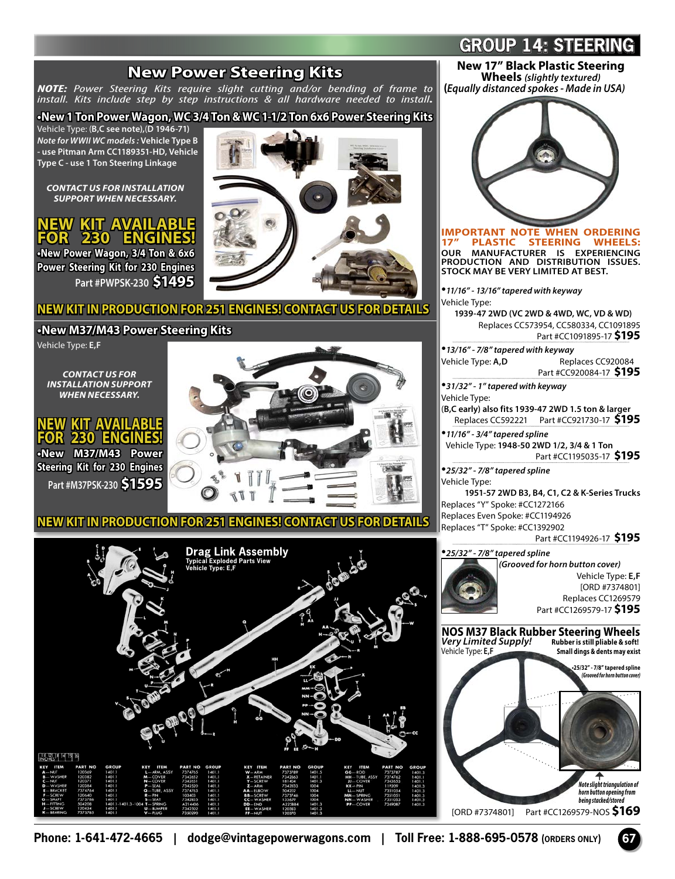# GROUP 14: STEERING

## New Power Steering Kits

***NOTE:** Power Steering Kits require slight cutting and/or bending of frame to install. Kits include step by step instructions & all hardware needed to install.*

### •New 1 Ton Power Wagon, WC 3/4 Ton & WC 1-1/2 Ton 6x6 Power Steering Kits

Vehicle Type: (**B,C see note**),(**D 1946-71**)

***Note for WWII WC models :*** **Vehicle Type B - use Pitman Arm CC1189351-HD, Vehicle Type C - use 1 Ton Steering Linkage**

***CONTACT US FOR INSTALLATION SUPPORT WHEN NECESSARY.***

**NEW KIT AVAILABLE FOR 230 ENGINES!**

**•New Power Wagon, 3/4 Ton & 6x6 Power Steering Kit for 230 Engines**

**Part #PWPSK-230 $1495**

**NEW KIT IN PRODUCTION FOR 251 ENGINES! CONTACT US FOR DETAILS**

### •New M37/M43 Power Steering Kits

Vehicle Type: **E,F**

***CONTACT US FOR INSTALLATION SUPPORT WHEN NECESSARY.***

**NEW KIT AVAILABLE FOR 230 ENGINES!**

**•New M37/M43 Power Steering Kit for 230 Engines**

**Part #M37PSK-230 $1595**

**NEW KIT IN PRODUCTION FOR 251 ENGINES! CONTACT US FOR DETAILS**

### Drag Link Assembly

**Typical Exploded Parts View**
**Vehicle Type: E,F**

| KEY | ITEM | PART NO | GROUP | KEY | ITEM | PART NO | GROUP | KEY | ITEM | PART NO | GROUP | KEY | ITEM | PART NO | GROUP |
|---|---|---|---|---|---|---|---|---|---|---|---|---|---|---|---|
| A | NUT | 120369 | 1401.1 | L | ARM, ASSY | 7374765 | 1401.1 | W | ARM | 7373789 | 1401.5 | GG | ROD | 7373787 | 1401.3 |
| B | WASHER | 120382 | 1401.1 | M | COVER | 7342652 | 1401.1 | X | RETAINER | 7342663 | 1401.1 | HH | TUBE, ASSY | 7374762 | 1401.1 |
| C | NUT | 120371 | 1401.1 | N | COVER | 7342651 | 1401.1 | Y | SCREW | 181404 | 1401.3 | JJ | COVER | 7342653 | 1401.1 |
| D | WASHER | 120384 | 1401.1 | P | SEAL | 7342520 | 1401.1 | Z | ARM | 7342933 | 1004 | KK | PIN | 119209 | 1401.3 |
| E | BRACKET | 7374764 | 1401.1 | Q | TUBE, ASSY | 7374763 | 1401.1 | AA | ELBOW | 504202 | 1004 | LL | NUT | 7351054 | 1401.3 |
| F | SCREW | 120640 | 1401.1 | R | PIN | 103403 | 1401.1 | BB | SCREW | 7373746 | 1004 | MM | SPRING | 7351051 | 1401.3 |
| G | SHAFT | 7373786 | 1401.1 | S | SEAT | 7342835 | 1401.1 | CC | WASHER | 135629 | 1004 | NN | WASHER | 7351053 | 1401.3 |
| H | FITTING | 504208 | 1401.1-1401.3-1004 | T | SPRING | A214406 | 1401.1 | DD | END | A225884 | 1401.3 | PP | COVER | 7349087 | 1401.3 |
| J | SCREW | 120424 | 1401.1 | U | BUMPER | 7342502 | 1401.1 | EE | WASHER | 120383 | 1401.3 | | | | |
| K | BEARING | 7373785 | 1401.1 | V | PLUG | 7350290 | 1401.1 | FF | NUT | 120370 | 1401.3 | | | | |

## New 17" Black Plastic Steering Wheels *(slightly textured)*

**(*Equally distanced spokes - Made in USA*)**

**IMPORTANT NOTE WHEN ORDERING 17" PLASTIC STEERING WHEELS: OUR MANUFACTURER IS EXPERIENCING PRODUCTION AND DISTRIBUTION ISSUES. STOCK MAY BE VERY LIMITED AT BEST.**

***•11/16" - 13/16" tapered with keyway***
Vehicle Type:
**1939-47 2WD (VC 2WD & 4WD, WC, VD & WD)**
Replaces CC573954, CC580334, CC1091895
Part #CC1091895-17 **$195**

***•13/16" - 7/8" tapered with keyway***
Vehicle Type: **A,D** Replaces CC920084
Part #CC920084-17 **$195**

***•31/32" - 1" tapered with keyway***
Vehicle Type:
(**B,C early) also fits 1939-47 2WD 1.5 ton & larger**
Replaces CC592221 Part #CC921730-17 **$195**

***•11/16" - 3/4" tapered spline***
Vehicle Type: **1948-50 2WD 1/2, 3/4 & 1 Ton**
Part #CC1195035-17 **$195**

***•25/32" - 7/8" tapered spline***
Vehicle Type:
**1951-57 2WD B3, B4, C1, C2 & K-Series Trucks**
Replaces "Y" Spoke: #CC1272166
Replaces Even Spoke: #CC1194926
Replaces "T" Spoke: #CC1392902
Part #CC1194926-17 **$195**

***•25/32" - 7/8" tapered spline***
***(Grooved for horn button cover)***
Vehicle Type: **E,F**
[ORD #7374801]
Replaces CC1269579
Part #CC1269579-17 **$195**

## NOS M37 Black Rubber Steering Wheels

***Very Limited Supply!*** **Rubber is still pliable & soft!**
Vehicle Type: **E,F** **Small dings & dents may exist**

***•25/32" - 7/8" tapered spline (Grooved for horn button cover)***

***Note slight triangulation of horn button opening from being stacked/stored***

[ORD #7374801] Part #CC1269579-NOS **$169**

**Phone: 1-641-472-4665 | dodge@vintagepowerwagons.com | Toll Free: 1-888-695-0578 (ORDERS ONLY)**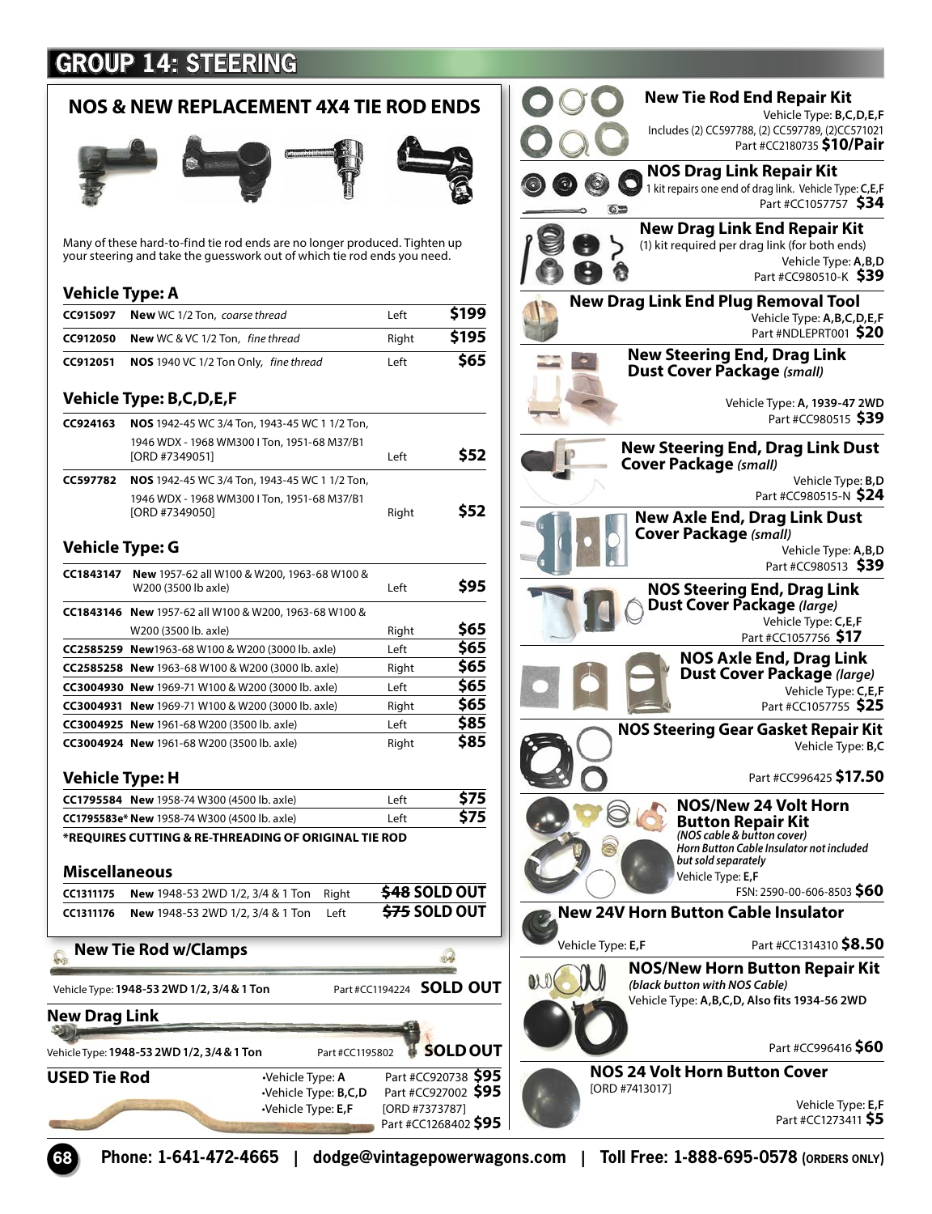# GROUP 14: STEERING

## NOS & NEW REPLACEMENT 4X4 TIE ROD ENDS

Many of these hard-to-find tie rod ends are no longer produced. Tighten up your steering and take the guesswork out of which tie rod ends you need.

### Vehicle Type: A

| Part # | Description | Side | Price |
|---|---|---|---|
| CC915097 | **New** WC 1/2 Ton, *coarse thread* | Left | $199 |
| CC912050 | **New** WC & VC 1/2 Ton, *fine thread* | Right | $195 |
| CC912051 | **NOS** 1940 VC 1/2 Ton Only, *fine thread* | Left | $65 |

### Vehicle Type: B,C,D,E,F

| Part # | Description | Side | Price |
|---|---|---|---|
| CC924163 | **NOS** 1942-45 WC 3/4 Ton, 1943-45 WC 1 1/2 Ton, 1946 WDX - 1968 WM300 I Ton, 1951-68 M37/B1 [ORD #7349051] | Left | $52 |
| CC597782 | **NOS** 1942-45 WC 3/4 Ton, 1943-45 WC 1 1/2 Ton, 1946 WDX - 1968 WM300 I Ton, 1951-68 M37/B1 [ORD #7349050] | Right | $52 |

### Vehicle Type: G

| Part # | Description | Side | Price |
|---|---|---|---|
| CC1843147 | **New** 1957-62 all W100 & W200, 1963-68 W100 & W200 (3500 lb axle) | Left | $95 |
| CC1843146 | **New** 1957-62 all W100 & W200, 1963-68 W100 & W200 (3500 lb. axle) | Right | $65 |
| CC2585259 | **New** 1963-68 W100 & W200 (3000 lb. axle) | Left | $65 |
| CC2585258 | **New** 1963-68 W100 & W200 (3000 lb. axle) | Right | $65 |
| CC3004930 | **New** 1969-71 W100 & W200 (3000 lb. axle) | Left | $65 |
| CC3004931 | **New** 1969-71 W100 & W200 (3000 lb. axle) | Right | $65 |
| CC3004925 | **New** 1961-68 W200 (3500 lb. axle) | Left | $85 |
| CC3004924 | **New** 1961-68 W200 (3500 lb. axle) | Right | $85 |

### Vehicle Type: H

| Part # | Description | Side | Price |
|---|---|---|---|
| CC1795584 | **New** 1958-74 W300 (4500 lb. axle) | Left | $75 |
| CC1795583e* | **New** 1958-74 W300 (4500 lb. axle) | Left | $75 |

***REQUIRES CUTTING & RE-THREADING OF ORIGINAL TIE ROD**

### Miscellaneous

| Part # | Description | Side | Price |
|---|---|---|---|
| CC1311175 | **New** 1948-53 2WD 1/2, 3/4 & 1 Ton | Right | ~~$48~~ SOLD OUT |
| CC1311176 | **New** 1948-53 2WD 1/2, 3/4 & 1 Ton | Left | ~~$75~~ SOLD OUT |

## New Tie Rod w/Clamps

Vehicle Type: **1948-53 2WD 1/2, 3/4 & 1 Ton** — Part #CC1194224 **SOLD OUT**

## New Drag Link

Vehicle Type: **1948-53 2WD 1/2, 3/4 & 1 Ton** — Part #CC1195802 **SOLD OUT**

## USED Tie Rod

- Vehicle Type: **A** — Part #CC920738 **$95**
- Vehicle Type: **B,C,D** — Part #CC927002 **$95**
- Vehicle Type: **E,F** — [ORD #7373787] Part #CC1268402 **$95**

## New Tie Rod End Repair Kit

Vehicle Type: **B,C,D,E,F**
Includes (2) CC597788, (2) CC597789, (2)CC571021
Part #CC2180735 **$10/Pair**

## NOS Drag Link Repair Kit

1 kit repairs one end of drag link. Vehicle Type: **C,E,F**
Part #CC1057757 **$34**

## New Drag Link End Repair Kit

(1) kit required per drag link (for both ends)
Vehicle Type: **A,B,D**
Part #CC980510-K **$39**

## New Drag Link End Plug Removal Tool

Vehicle Type: **A,B,C,D,E,F**
Part #NDLEPRT001 **$20**

## New Steering End, Drag Link Dust Cover Package *(small)*

Vehicle Type: **A, 1939-47 2WD**
Part #CC980515 **$39**

## New Steering End, Drag Link Dust Cover Package *(small)*

Vehicle Type: **B,D**
Part #CC980515-N **$24**

## New Axle End, Drag Link Dust Cover Package *(small)*

Vehicle Type: **A,B,D**
Part #CC980513 **$39**

## NOS Steering End, Drag Link Dust Cover Package *(large)*

Vehicle Type: **C,E,F**
Part #CC1057756 **$17**

## NOS Axle End, Drag Link Dust Cover Package *(large)*

Vehicle Type: **C,E,F**
Part #CC1057755 **$25**

## NOS Steering Gear Gasket Repair Kit

Vehicle Type: **B,C**
Part #CC996425 **$17.50**

## NOS/New 24 Volt Horn Button Repair Kit

*(NOS cable & button cover)*
*Horn Button Cable Insulator not included but sold separately*
Vehicle Type: **E,F**
FSN: 2590-00-606-8503 **$60**

## New 24V Horn Button Cable Insulator

Vehicle Type: **E,F** — Part #CC1314310 **$8.50**

## NOS/New Horn Button Repair Kit

*(black button with NOS Cable)*
Vehicle Type: **A,B,C,D, Also fits 1934-56 2WD**
Part #CC996416 **$60**

## NOS 24 Volt Horn Button Cover

[ORD #7413017]
Vehicle Type: **E,F**
Part #CC1273411 **$5**

**Phone: 1-641-472-4665 | dodge@vintagepowerwagons.com | Toll Free: 1-888-695-0578 (ORDERS ONLY)**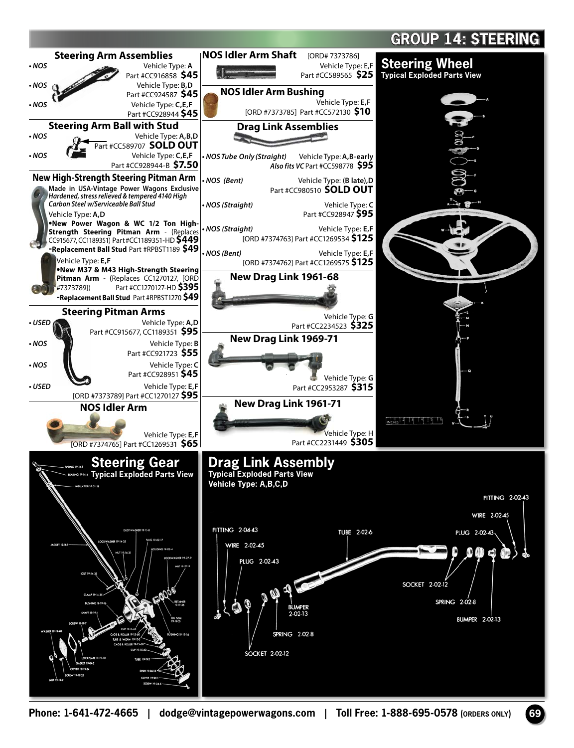# GROUP 14: STEERING

## Steering Arm Assemblies

- **NOS** — Vehicle Type: **A** — Part #CC916858 **$45**
- **NOS** — Vehicle Type: **B,D** — Part #CC924587 **$45**
- **NOS** — Vehicle Type: **C,E,F** — Part #CC928944 **$45**

## Steering Arm Ball with Stud

- **NOS** — Vehicle Type: **A,B,D** — Part #CC589707 **SOLD OUT**
- **NOS** — Vehicle Type: **C,E,F** — Part #CC928944-B **$7.50**

## New High-Strength Steering Pitman Arm

Made in USA-Vintage Power Wagons Exclusive

*Hardened, stress relieved & tempered 4140 High Carbon Steel w/Serviceable Ball Stud*

Vehicle Type: **A,D**

**•New Power Wagon & WC 1/2 Ton High-Strength Steering Pitman Arm** - (Replaces CC915677, CC1189351) Part #CC1189351-HD **$449**

**-Replacement Ball Stud** Part #RPBST1189 **$49**

Vehicle Type: **E,F**

**•New M37 & M43 High-Strength Steering Pitman Arm** - (Replaces CC1270127, [ORD #7373789]) Part #CC1270127-HD **$395**

**-Replacement Ball Stud** Part #RPBST1270 **$49**

## Steering Pitman Arms

- **USED** — Vehicle Type: **A,D** — Part #CC915677, CC1189351 **$95**
- **NOS** — Vehicle Type: **B** — Part #CC921723 **$55**
- **NOS** — Vehicle Type: **C** — Part #CC928951 **$45**
- **USED** — Vehicle Type: **E,F** — [ORD #7373789] Part #CC1270127 **$95**

## NOS Idler Arm

Vehicle Type: **E,F** — [ORD #7374765] Part #CC1269531 **$65**

## NOS Idler Arm Shaft

[ORD# 7373786]

Vehicle Type: E,F — Part #CC589565 **$25**

## NOS Idler Arm Bushing

Vehicle Type: **E,F** — [ORD #7373785] Part #CC572130 **$10**

## Drag Link Assemblies

- ***NOS Tube Only (Straight)*** — Vehicle Type: **A,B-early** — ***Also fits VC*** Part #CC598778 **$95**
- ***NOS (Bent)*** — Vehicle Type: **(B late),D** — Part #CC980510 **SOLD OUT**
- ***NOS (Straight)*** — Vehicle Type: **C** — Part #CC928947 **$95**
- ***NOS (Straight)*** — Vehicle Type: **E,F** — [ORD #7374763] Part #CC1269534 **$125**
- ***NOS (Bent)*** — Vehicle Type: **E,F** — [ORD #7374762] Part #CC1269575 **$125**

## New Drag Link 1961-68

Vehicle Type: **G** — Part #CC2234523 **$325**

## New Drag Link 1969-71

Vehicle Type: **G** — Part #CC2953287 **$315**

## New Drag Link 1961-71

Vehicle Type: H — Part #CC2231449 **$305**

## Steering Wheel

**Typical Exploded Parts View**

## Steering Gear

**Typical Exploded Parts View**

## Drag Link Assembly

**Typical Exploded Parts View**

**Vehicle Type: A,B,C,D**

FITTING 2-04-43, WIRE 2-02-45, PLUG 2-02-43, SOCKET 2-02-12, SPRING 2-02-8, BUMPER 2-02-13, TUBE 2-02-6, FITTING 2-02-43, WIRE 2-02-45, PLUG 2-02-43, SOCKET 2-02-12, SPRING 2-02-8, BUMPER 2-02-13

Phone: 1-641-472-4665 | dodge@vintagepowerwagons.com | Toll Free: 1-888-695-0578 (ORDERS ONLY)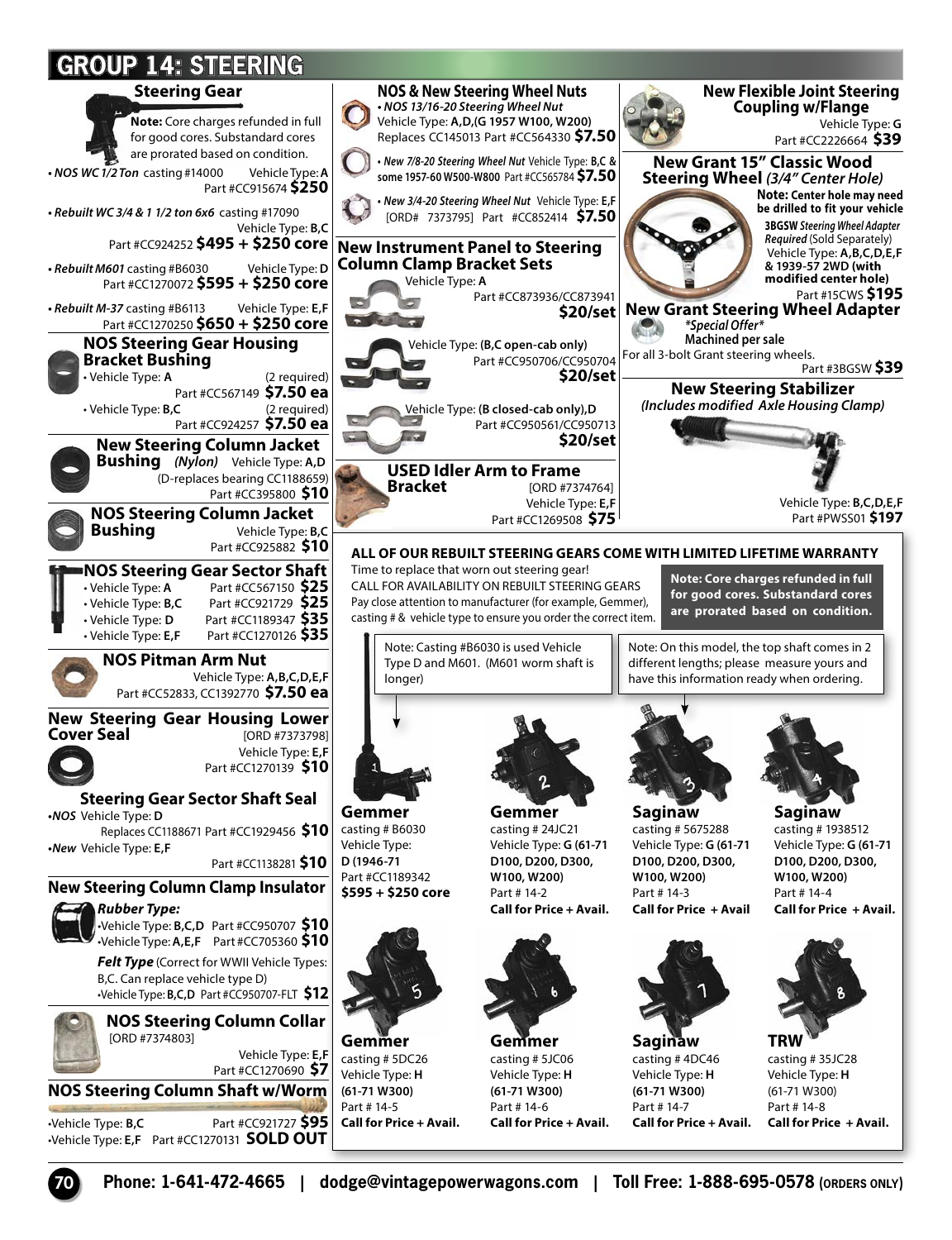# GROUP 14: STEERING

## Steering Gear

**Note:** Core charges refunded in full for good cores. Substandard cores are prorated based on condition.

- ***NOS WC 1/2 Ton*** casting #14000 Vehicle Type: **A** Part #CC915674 **$250**
- ***Rebuilt WC 3/4 & 1 1/2 ton 6x6*** casting #17090 Vehicle Type: **B,C** Part #CC924252 **$495 + $250 core**
- ***Rebuilt M601*** casting #B6030 Vehicle Type: **D** Part #CC1270072 **$595 + $250 core**
- ***Rebuilt M-37*** casting #B6113 Vehicle Type: **E,F** Part #CC1270250 **$650 + $250 core**

## NOS Steering Gear Housing Bracket Bushing

- Vehicle Type: **A** (2 required) Part #CC567149 **$7.50 ea**
- Vehicle Type: **B,C** (2 required) Part #CC924257 **$7.50 ea**

## New Steering Column Jacket Bushing *(Nylon)*

Vehicle Type: **A,D**
(D-replaces bearing CC1188659)
Part #CC395800 **$10**

## NOS Steering Column Jacket Bushing

Vehicle Type: **B,C**
Part #CC925882 **$10**

## NOS Steering Gear Sector Shaft

- Vehicle Type: **A** Part #CC567150 **$25**
- Vehicle Type: **B,C** Part #CC921729 **$25**
- Vehicle Type: **D** Part #CC1189347 **$35**
- Vehicle Type: **E,F** Part #CC1270126 **$35**

## NOS Pitman Arm Nut

Vehicle Type: **A,B,C,D,E,F**
Part #CC52833, CC1392770 **$7.50 ea**

## New Steering Gear Housing Lower Cover Seal

[ORD #7373798]
Vehicle Type: **E,F**
Part #CC1270139 **$10**

## Steering Gear Sector Shaft Seal

- ***NOS*** Vehicle Type: **D** Replaces CC1188671 Part #CC1929456 **$10**
- ***New*** Vehicle Type: **E,F** Part #CC1138281 **$10**

## New Steering Column Clamp Insulator

***Rubber Type:***
- Vehicle Type: **B,C,D** Part #CC950707 **$10**
- Vehicle Type: **A,E,F** Part #CC705360 **$10**

***Felt Type*** (Correct for WWII Vehicle Types: B,C. Can replace vehicle type D)
- Vehicle Type: **B,C,D** Part #CC950707-FLT **$12**

## NOS Steering Column Collar

[ORD #7374803]
Vehicle Type: **E,F**
Part #CC1270690 **$7**

## NOS Steering Column Shaft w/Worm

- Vehicle Type: **B,C** Part #CC921727 **$95**
- Vehicle Type: **E,F** Part #CC1270131 **SOLD OUT**

## NOS & New Steering Wheel Nuts

- ***NOS 13/16-20 Steering Wheel Nut*** Vehicle Type: **A,D,(G 1957 W100, W200)** Replaces CC145013 Part #CC564330 **$7.50**
- ***New 7/8-20 Steering Wheel Nut*** Vehicle Type: **B,C & some 1957-60 W500-W800** Part #CC565784 **$7.50**
- ***New 3/4-20 Steering Wheel Nut*** Vehicle Type: **E,F** [ORD# 7373795] Part #CC852414 **$7.50**

## New Instrument Panel to Steering Column Clamp Bracket Sets

- Vehicle Type: **A** Part #CC873936/CC873941 **$20/set**
- Vehicle Type: **(B,C open-cab only)** Part #CC950706/CC950704 **$20/set**
- Vehicle Type: **(B closed-cab only),D** Part #CC950561/CC950713 **$20/set**

## USED Idler Arm to Frame Bracket

[ORD #7374764]
Vehicle Type: **E,F**
Part #CC1269508 **$75**

## New Flexible Joint Steering Coupling w/Flange

Vehicle Type: **G**
Part #CC2226664 **$39**

## New Grant 15" Classic Wood Steering Wheel *(3/4" Center Hole)*

**Note: Center hole may need be drilled to fit your vehicle**

***3BGSW Steering Wheel Adapter Required*** (Sold Separately)
Vehicle Type: **A,B,C,D,E,F & 1939-57 2WD (with modified center hole)**
Part #15CWS **$195**

## New Grant Steering Wheel Adapter

***\*Special Offer\****
**Machined per sale**
For all 3-bolt Grant steering wheels.
Part #3BGSW **$39**

## New Steering Stabilizer

*(Includes modified Axle Housing Clamp)*

Vehicle Type: **B,C,D,E,F**
Part #PWSS01 **$197**

## ALL OF OUR REBUILT STEERING GEARS COME WITH LIMITED LIFETIME WARRANTY

Time to replace that worn out steering gear!
CALL FOR AVAILABILITY ON REBUILT STEERING GEARS
Pay close attention to manufacturer (for example, Gemmer), casting # & vehicle type to ensure you order the correct item.

**Note: Core charges refunded in full for good cores. Substandard cores are prorated based on condition.**

Note: Casting #B6030 is used Vehicle Type D and M601. (M601 worm shaft is longer)

Note: On this model, the top shaft comes in 2 different lengths; please measure yours and have this information ready when ordering.

**1 – Gemmer**
casting # B6030
Vehicle Type: **D (1946-71**
Part #CC1189342
**$595 + $250 core**

**2 – Gemmer**
casting # 24JC21
Vehicle Type: **G (61-71 D100, D200, D300, W100, W200)**
Part # 14-2
**Call for Price + Avail.**

**3 – Saginaw**
casting # 5675288
Vehicle Type: **G (61-71 D100, D200, D300, W100, W200)**
Part # 14-3
**Call for Price + Avail**

**4 – Saginaw**
casting # 1938512
Vehicle Type: **G (61-71 D100, D200, D300, W100, W200)**
Part # 14-4
**Call for Price + Avail.**

**5 – Gemmer**
casting # 5DC26
Vehicle Type: **H (61-71 W300)**
Part # 14-5
**Call for Price + Avail.**

**6 – Gemmer**
casting # 5JC06
Vehicle Type: **H (61-71 W300)**
Part # 14-6
**Call for Price + Avail.**

**7 – Saginaw**
casting # 4DC46
Vehicle Type: **H (61-71 W300)**
Part # 14-7
**Call for Price + Avail.**

**8 – TRW**
casting # 35JC28
Vehicle Type: **H** (61-71 W300)
Part # 14-8
**Call for Price + Avail.**

**Phone: 1-641-472-4665 | dodge@vintagepowerwagons.com | Toll Free: 1-888-695-0578 (ORDERS ONLY)**